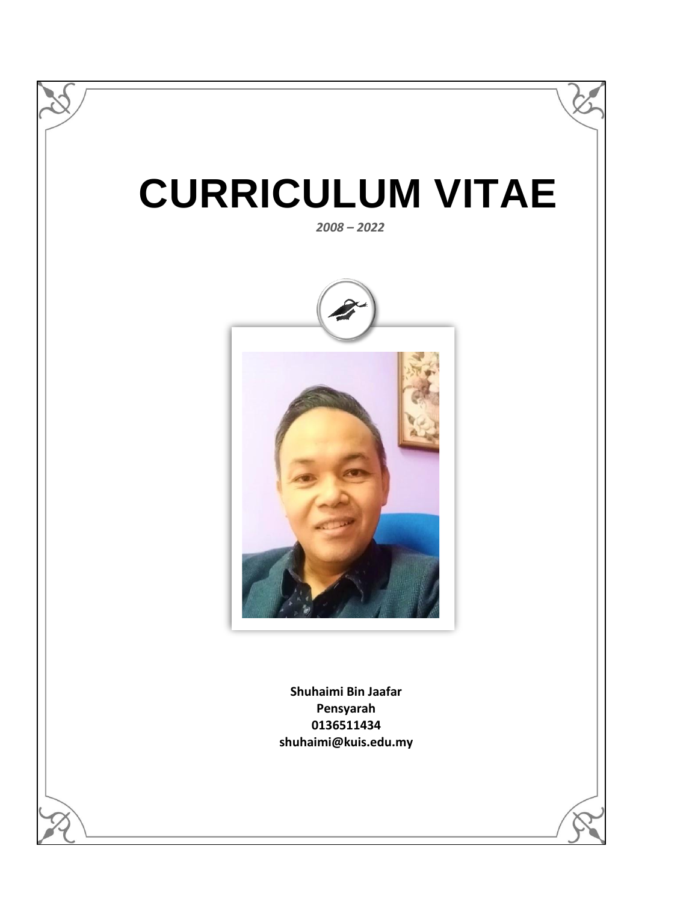# CURRICULUM VITAE

*2008 – 2022*

**Shuhaimi Bin Jaafar**
**Pensyarah**
**0136511434**
**shuhaimi@kuis.edu.my**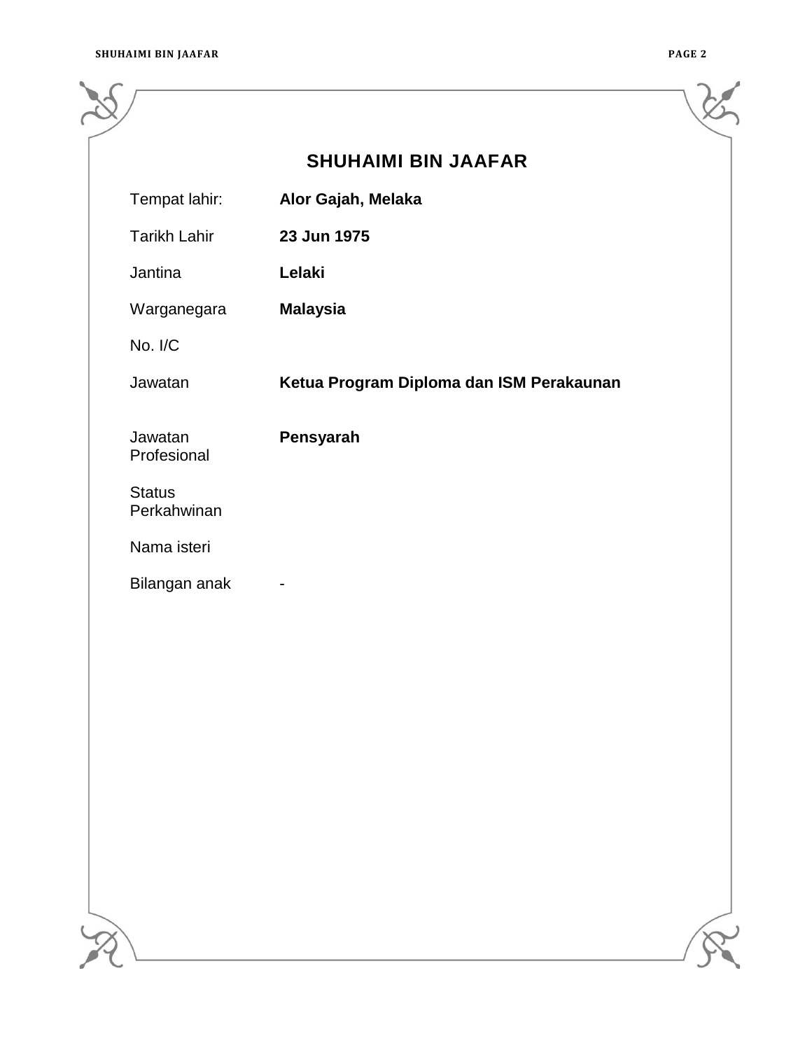## SHUHAIMI BIN JAAFAR

| | |
|---|---|
| Tempat lahir: | **Alor Gajah, Melaka** |
| Tarikh Lahir | **23 Jun 1975** |
| Jantina | **Lelaki** |
| Warganegara | **Malaysia** |
| No. I/C | |
| Jawatan | **Ketua Program Diploma dan ISM Perakaunan** |
| Jawatan Profesional | **Pensyarah** |
| Status Perkahwinan | |
| Nama isteri | |
| Bilangan anak | - |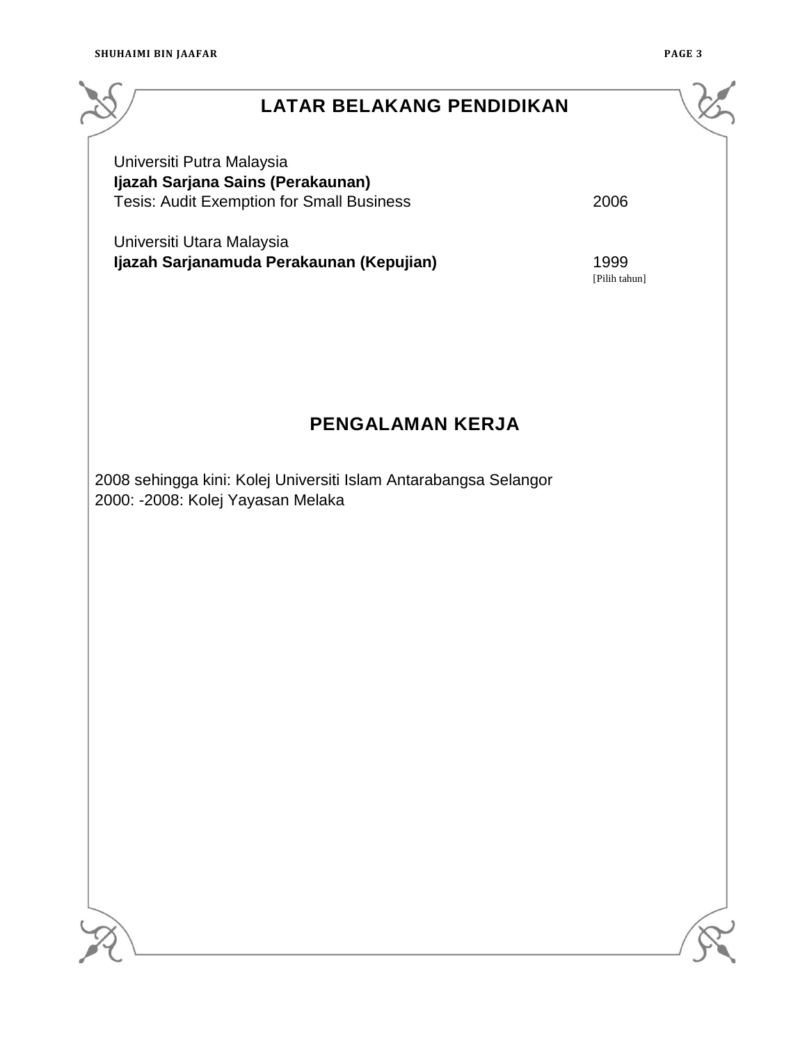## LATAR BELAKANG PENDIDIKAN

Universiti Putra Malaysia
**Ijazah Sarjana Sains (Perakaunan)**
Tesis: Audit Exemption for Small Business 2006

Universiti Utara Malaysia
**Ijazah Sarjanamuda Perakaunan (Kepujian)** 1999
[Pilih tahun]

## PENGALAMAN KERJA

2008 sehingga kini: Kolej Universiti Islam Antarabangsa Selangor
2000: -2008: Kolej Yayasan Melaka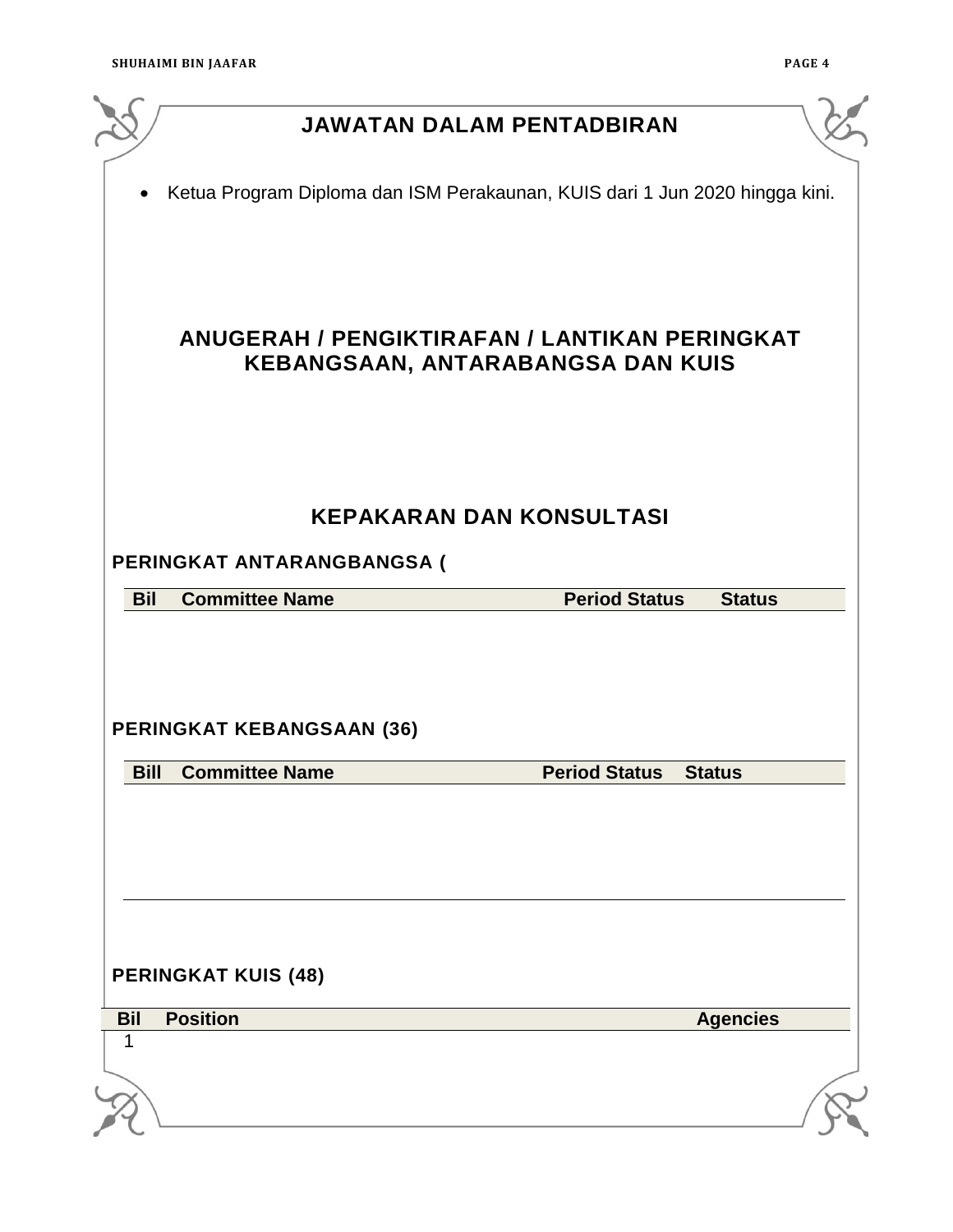# JAWATAN DALAM PENTADBIRAN

- Ketua Program Diploma dan ISM Perakaunan, KUIS dari 1 Jun 2020 hingga kini.

# ANUGERAH / PENGIKTIRAFAN / LANTIKAN PERINGKAT KEBANGSAAN, ANTARABANGSA DAN KUIS

# KEPAKARAN DAN KONSULTASI

## PERINGKAT ANTARANGBANGSA (

| Bil | Committee Name | Period Status | Status |
|---|---|---|---|

## PERINGKAT KEBANGSAAN (36)

| Bill | Committee Name | Period Status | Status |
|---|---|---|---|

## PERINGKAT KUIS (48)

| Bil | Position | Agencies |
|---|---|---|
| 1 | | |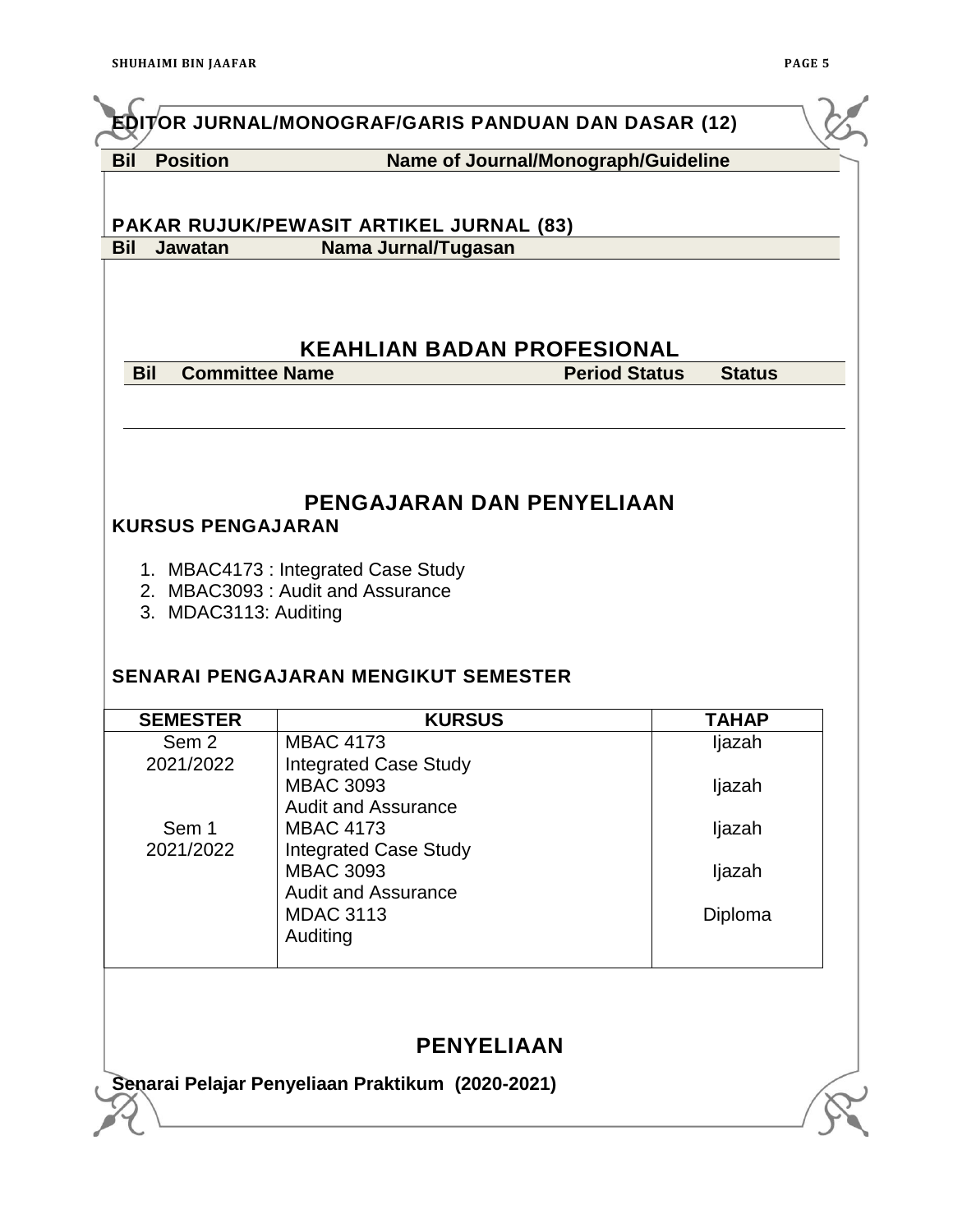## EDITOR JURNAL/MONOGRAF/GARIS PANDUAN DAN DASAR (12)

| Bil | Position | Name of Journal/Monograph/Guideline |
|---|---|---|

## PAKAR RUJUK/PEWASIT ARTIKEL JURNAL (83)

| Bil | Jawatan | Nama Jurnal/Tugasan |
|---|---|---|

## KEAHLIAN BADAN PROFESIONAL

| Bil | Committee Name | Period Status | Status |
|---|---|---|---|

## PENGAJARAN DAN PENYELIAAN

### KURSUS PENGAJARAN

1. MBAC4173 : Integrated Case Study
2. MBAC3093 : Audit and Assurance
3. MDAC3113: Auditing

### SENARAI PENGAJARAN MENGIKUT SEMESTER

| SEMESTER | KURSUS | TAHAP |
|---|---|---|
| Sem 2 2021/2022 | MBAC 4173 Integrated Case Study | Ijazah |
| | MBAC 3093 Audit and Assurance | Ijazah |
| Sem 1 2021/2022 | MBAC 4173 Integrated Case Study | Ijazah |
| | MBAC 3093 Audit and Assurance | Ijazah |
| | MDAC 3113 Auditing | Diploma |

## PENYELIAAN

**Senarai Pelajar Penyeliaan Praktikum (2020-2021)**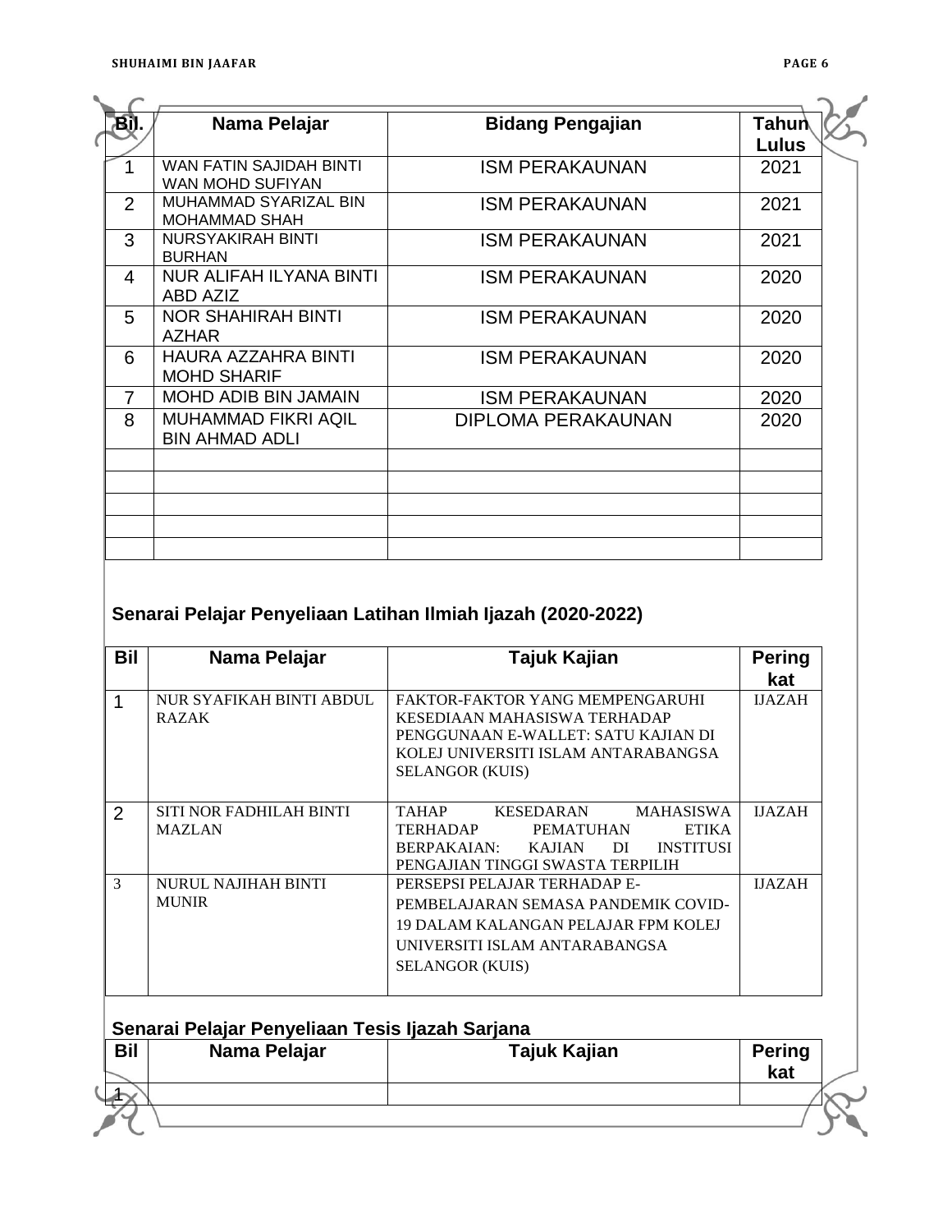| Bil. | Nama Pelajar | Bidang Pengajian | Tahun Lulus |
|---|---|---|---|
| 1 | WAN FATIN SAJIDAH BINTI WAN MOHD SUFIYAN | ISM PERAKAUNAN | 2021 |
| 2 | MUHAMMAD SYARIZAL BIN MOHAMMAD SHAH | ISM PERAKAUNAN | 2021 |
| 3 | NURSYAKIRAH BINTI BURHAN | ISM PERAKAUNAN | 2021 |
| 4 | NUR ALIFAH ILYANA BINTI ABD AZIZ | ISM PERAKAUNAN | 2020 |
| 5 | NOR SHAHIRAH BINTI AZHAR | ISM PERAKAUNAN | 2020 |
| 6 | HAURA AZZAHRA BINTI MOHD SHARIF | ISM PERAKAUNAN | 2020 |
| 7 | MOHD ADIB BIN JAMAIN | ISM PERAKAUNAN | 2020 |
| 8 | MUHAMMAD FIKRI AQIL BIN AHMAD ADLI | DIPLOMA PERAKAUNAN | 2020 |
| | | | |
| | | | |
| | | | |
| | | | |
| | | | |

### Senarai Pelajar Penyeliaan Latihan Ilmiah Ijazah (2020-2022)

| Bil | Nama Pelajar | Tajuk Kajian | Peringkat |
|---|---|---|---|
| 1 | NUR SYAFIKAH BINTI ABDUL RAZAK | FAKTOR-FAKTOR YANG MEMPENGARUHI KESEDIAAN MAHASISWA TERHADAP PENGGUNAAN E-WALLET: SATU KAJIAN DI KOLEJ UNIVERSITI ISLAM ANTARABANGSA SELANGOR (KUIS) | IJAZAH |
| 2 | SITI NOR FADHILAH BINTI MAZLAN | TAHAP KESEDARAN MAHASISWA TERHADAP PEMATUHAN ETIKA BERPAKAIAN: KAJIAN DI INSTITUSI PENGAJIAN TINGGI SWASTA TERPILIH | IJAZAH |
| 3 | NURUL NAJIHAH BINTI MUNIR | PERSEPSI PELAJAR TERHADAP E-PEMBELAJARAN SEMASA PANDEMIK COVID-19 DALAM KALANGAN PELAJAR FPM KOLEJ UNIVERSITI ISLAM ANTARABANGSA SELANGOR (KUIS) | IJAZAH |

### Senarai Pelajar Penyeliaan Tesis Ijazah Sarjana

| Bil | Nama Pelajar | Tajuk Kajian | Peringkat |
|---|---|---|---|
| 1 | | | |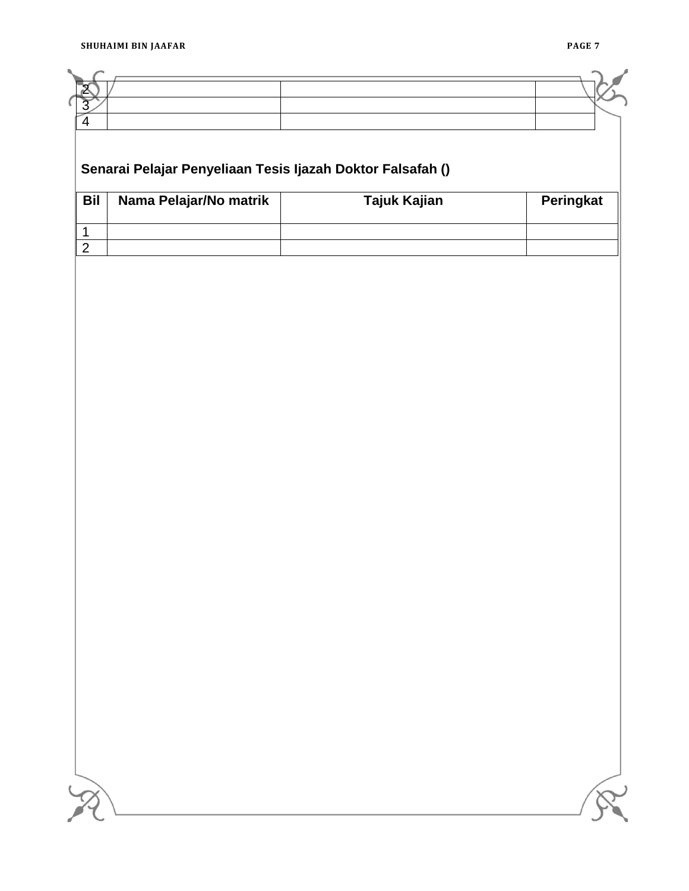| | | | |
|---|---|---|---|
| 2 | | | |
| 3 | | | |
| 4 | | | |

**Senarai Pelajar Penyeliaan Tesis Ijazah Doktor Falsafah ()**

| Bil | Nama Pelajar/No matrik | Tajuk Kajian | Peringkat |
|---|---|---|---|
| 1 | | | |
| 2 | | | |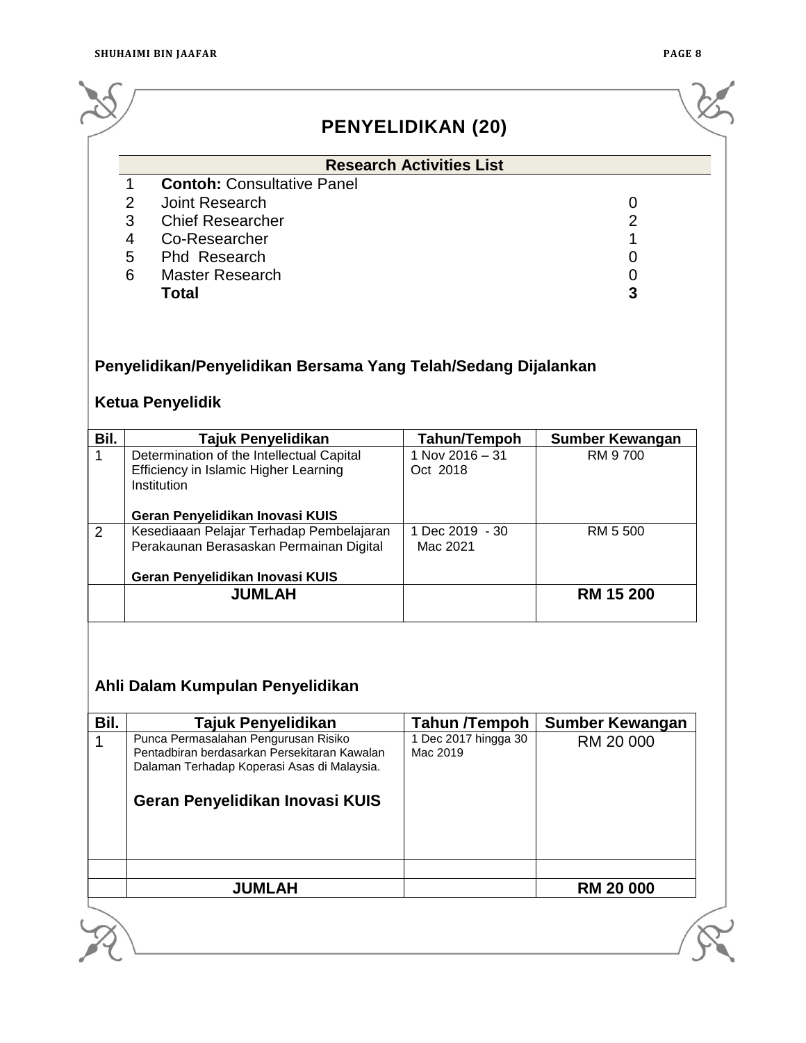# PENYELIDIKAN (20)

| | Research Activities List | |
|---|---|---|
| 1 | **Contoh:** Consultative Panel | |
| 2 | Joint Research | 0 |
| 3 | Chief Researcher | 2 |
| 4 | Co-Researcher | 1 |
| 5 | Phd Research | 0 |
| 6 | Master Research | 0 |
| | **Total** | **3** |

## Penyelidikan/Penyelidikan Bersama Yang Telah/Sedang Dijalankan

### Ketua Penyelidik

| Bil. | Tajuk Penyelidikan | Tahun/Tempoh | Sumber Kewangan |
|---|---|---|---|
| 1 | Determination of the Intellectual Capital Efficiency in Islamic Higher Learning Institution<br><br>**Geran Penyelidikan Inovasi KUIS** | 1 Nov 2016 – 31 Oct 2018 | RM 9 700 |
| 2 | Kesediaaan Pelajar Terhadap Pembelajaran Perakaunan Berasaskan Permainan Digital<br><br>**Geran Penyelidikan Inovasi KUIS** | 1 Dec 2019 - 30 Mac 2021 | RM 5 500 |
| | **JUMLAH** | | **RM 15 200** |

### Ahli Dalam Kumpulan Penyelidikan

| Bil. | Tajuk Penyelidikan | Tahun /Tempoh | Sumber Kewangan |
|---|---|---|---|
| 1 | Punca Permasalahan Pengurusan Risiko Pentadbiran berdasarkan Persekitaran Kawalan Dalaman Terhadap Koperasi Asas di Malaysia.<br><br>**Geran Penyelidikan Inovasi KUIS** | 1 Dec 2017 hingga 30 Mac 2019 | RM 20 000 |
| | | | |
| | **JUMLAH** | | **RM 20 000** |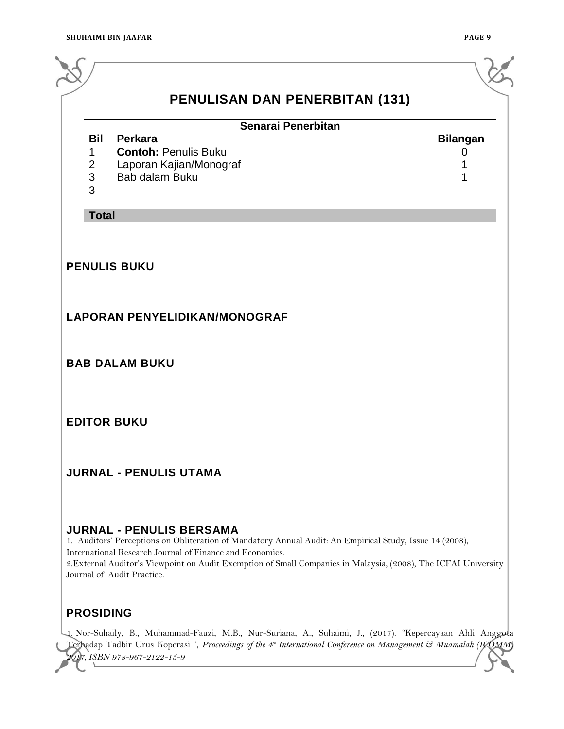# PENULISAN DAN PENERBITAN (131)

| Senarai Penerbitan | | |
|---|---|---|
| **Bil** | **Perkara** | **Bilangan** |
| 1 | **Contoh:** Penulis Buku | 0 |
| 2 | Laporan Kajian/Monograf | 1 |
| 3 | Bab dalam Buku | 1 |
| 3 | | |
| **Total** | | |

## PENULIS BUKU

## LAPORAN PENYELIDIKAN/MONOGRAF

## BAB DALAM BUKU

## EDITOR BUKU

## JURNAL - PENULIS UTAMA

## JURNAL - PENULIS BERSAMA

1. Auditors' Perceptions on Obliteration of Mandatory Annual Audit: An Empirical Study, Issue 14 (2008), International Research Journal of Finance and Economics.
2. External Auditor's Viewpoint on Audit Exemption of Small Companies in Malaysia, (2008), The ICFAI University Journal of Audit Practice.

## PROSIDING

1. Nor-Suhaily, B., Muhammad-Fauzi, M.B., Nur-Suriana, A., Suhaimi, J., (2017). "Kepercayaan Ahli Anggota Terhadap Tadbir Urus Koperasi ", *Proceedings of the 4th International Conference on Management & Muamalah (ICOMM) 2017, ISBN 978-967-2122-15-9*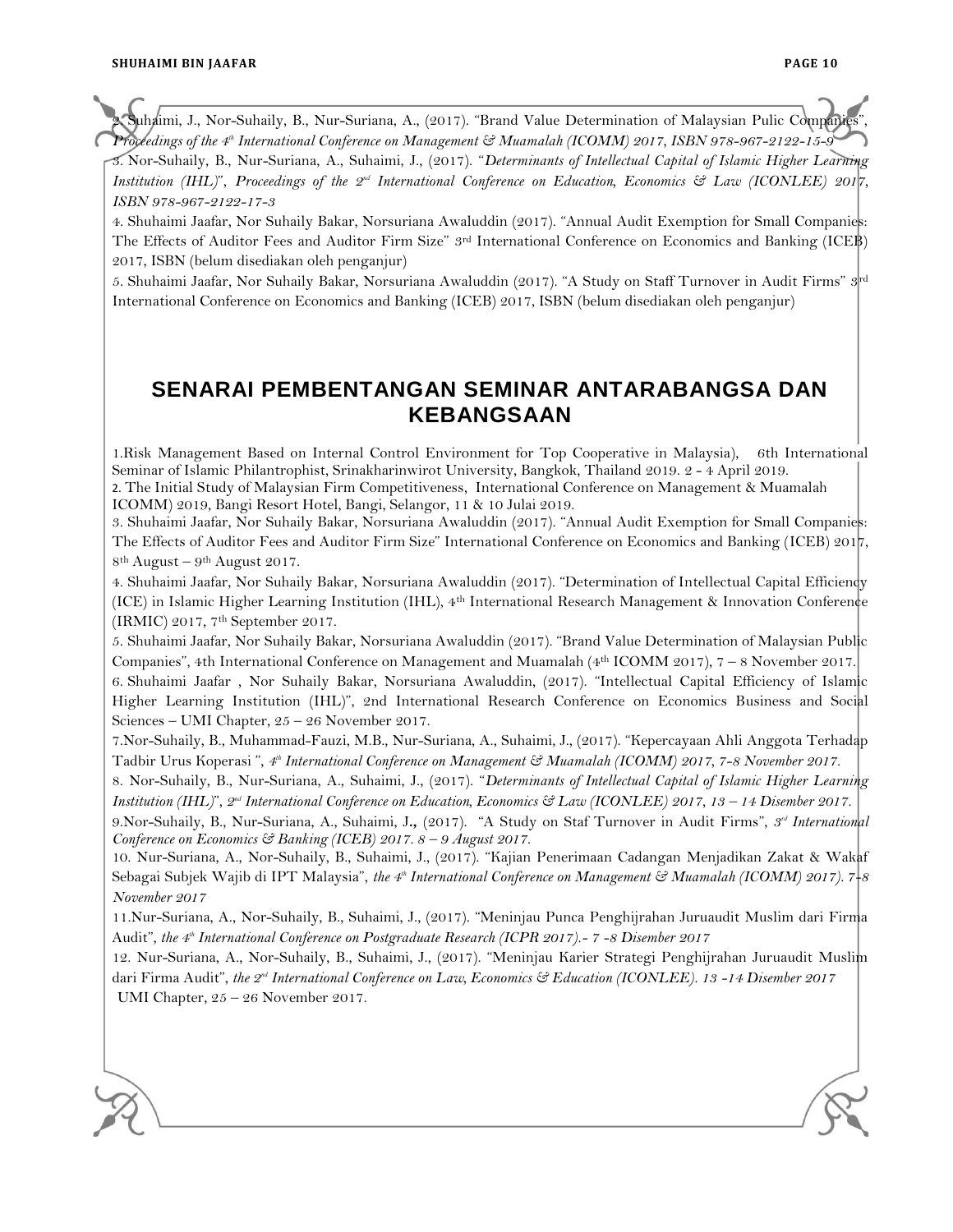2. Suhaimi, J., Nor-Suhaily, B., Nur-Suriana, A., (2017). "Brand Value Determination of Malaysian Pulic Companies", *Proceedings of the 4th International Conference on Management & Muamalah (ICOMM) 2017, ISBN 978-967-2122-15-9*

3. Nor-Suhaily, B., Nur-Suriana, A., Suhaimi, J., (2017). "*Determinants of Intellectual Capital of Islamic Higher Learning Institution (IHL)*", *Proceedings of the 2nd International Conference on Education, Economics & Law (ICONLEE) 2017, ISBN 978-967-2122-17-3*

4. Shuhaimi Jaafar, Nor Suhaily Bakar, Norsuriana Awaluddin (2017). "Annual Audit Exemption for Small Companies: The Effects of Auditor Fees and Auditor Firm Size" 3rd International Conference on Economics and Banking (ICEB) 2017, ISBN (belum disediakan oleh penganjur)

5. Shuhaimi Jaafar, Nor Suhaily Bakar, Norsuriana Awaluddin (2017). "A Study on Staff Turnover in Audit Firms" 3rd International Conference on Economics and Banking (ICEB) 2017, ISBN (belum disediakan oleh penganjur)

## SENARAI PEMBENTANGAN SEMINAR ANTARABANGSA DAN KEBANGSAAN

1. Risk Management Based on Internal Control Environment for Top Cooperative in Malaysia), 6th International Seminar of Islamic Philantrophist, Srinakharinwirot University, Bangkok, Thailand 2019. 2 - 4 April 2019.

2. The Initial Study of Malaysian Firm Competitiveness, International Conference on Management & Muamalah ICOMM) 2019, Bangi Resort Hotel, Bangi, Selangor, 11 & 10 Julai 2019.

3. Shuhaimi Jaafar, Nor Suhaily Bakar, Norsuriana Awaluddin (2017). "Annual Audit Exemption for Small Companies: The Effects of Auditor Fees and Auditor Firm Size" International Conference on Economics and Banking (ICEB) 2017, 8th August – 9th August 2017.

4. Shuhaimi Jaafar, Nor Suhaily Bakar, Norsuriana Awaluddin (2017). "Determination of Intellectual Capital Efficiency (ICE) in Islamic Higher Learning Institution (IHL), 4th International Research Management & Innovation Conference (IRMIC) 2017, 7th September 2017.

5. Shuhaimi Jaafar, Nor Suhaily Bakar, Norsuriana Awaluddin (2017). "Brand Value Determination of Malaysian Public Companies", 4th International Conference on Management and Muamalah (4th ICOMM 2017), 7 – 8 November 2017.

6. Shuhaimi Jaafar , Nor Suhaily Bakar, Norsuriana Awaluddin, (2017). "Intellectual Capital Efficiency of Islamic Higher Learning Institution (IHL)", 2nd International Research Conference on Economics Business and Social Sciences – UMI Chapter, 25 – 26 November 2017.

7. Nor-Suhaily, B., Muhammad-Fauzi, M.B., Nur-Suriana, A., Suhaimi, J., (2017). "Kepercayaan Ahli Anggota Terhadap Tadbir Urus Koperasi ", *4th International Conference on Management & Muamalah (ICOMM) 2017, 7-8 November 2017.*

8. Nor-Suhaily, B., Nur-Suriana, A., Suhaimi, J., (2017). "*Determinants of Intellectual Capital of Islamic Higher Learning Institution (IHL)*", *2nd International Conference on Education, Economics & Law (ICONLEE) 2017, 13 – 14 Disember 2017.*

9. Nor-Suhaily, B., Nur-Suriana, A., Suhaimi, J., (2017). "A Study on Staf Turnover in Audit Firms", *3rd International Conference on Economics & Banking (ICEB) 2017. 8 – 9 August 2017.*

10. Nur-Suriana, A., Nor-Suhaily, B., Suhaimi, J., (2017). "Kajian Penerimaan Cadangan Menjadikan Zakat & Wakaf Sebagai Subjek Wajib di IPT Malaysia", *the 4th International Conference on Management & Muamalah (ICOMM) 2017). 7-8 November 2017*

11. Nur-Suriana, A., Nor-Suhaily, B., Suhaimi, J., (2017). "Meninjau Punca Penghijrahan Juruaudit Muslim dari Firma Audit", *the 4th International Conference on Postgraduate Research (ICPR 2017).- 7 -8 Disember 2017*

12. Nur-Suriana, A., Nor-Suhaily, B., Suhaimi, J., (2017). "Meninjau Karier Strategi Penghijrahan Juruaudit Muslim dari Firma Audit", *the 2nd International Conference on Law, Economics & Education (ICONLEE). 13 -14 Disember 2017*
UMI Chapter, 25 – 26 November 2017.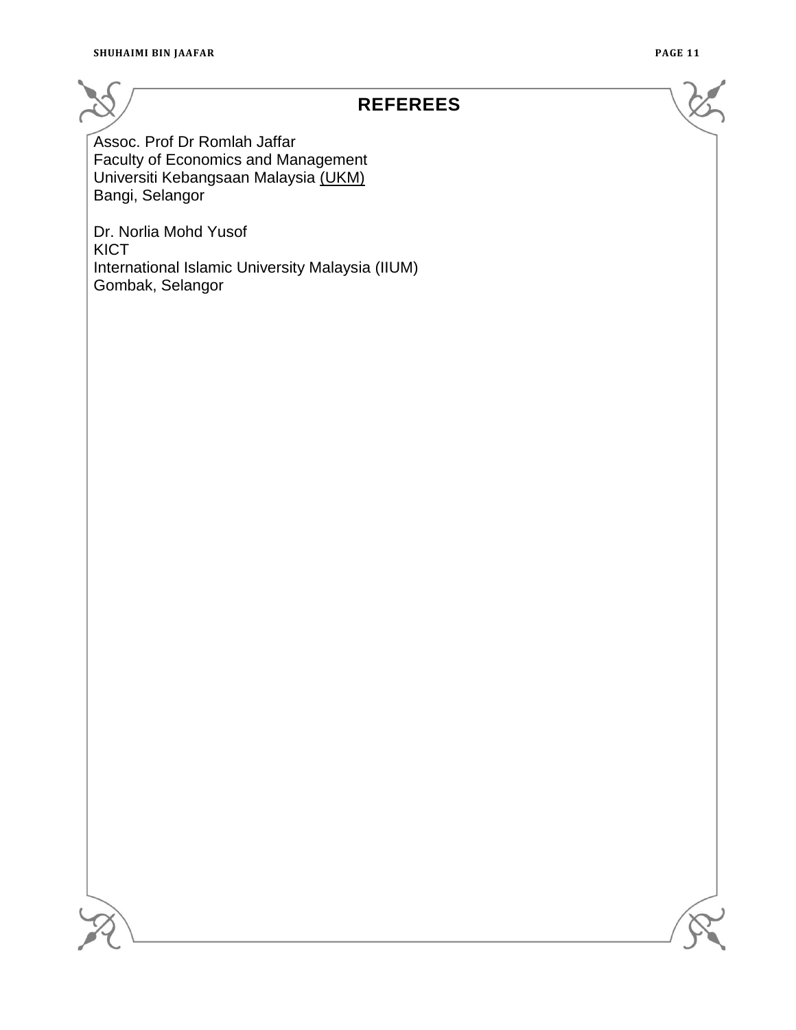## REFEREES

Assoc. Prof Dr Romlah Jaffar
Faculty of Economics and Management
Universiti Kebangsaan Malaysia (UKM)
Bangi, Selangor

Dr. Norlia Mohd Yusof
KICT
International Islamic University Malaysia (IIUM)
Gombak, Selangor